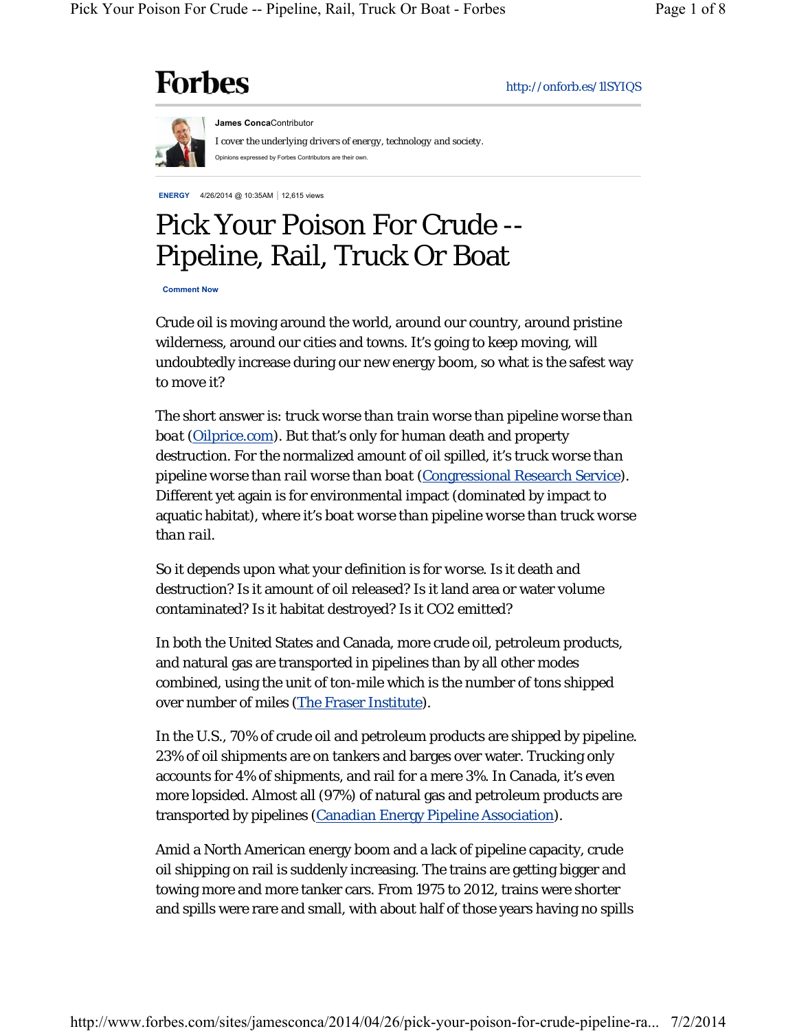Forbes

http://onforb.es/1lSYIQS

**James Conca**Contributor

I cover the underlying drivers of energy, technology and society.

Opinions expressed by Forbes Contributors are their own.

**ENERGY** 4/26/2014 @ 10:35AM | 12,615 views

# Pick Your Poison For Crude -- Pipeline, Rail, Truck Or Boat

**Comment Now**

Crude oil is moving around the world, around our country, around pristine wilderness, around our cities and towns. It's going to keep moving, will undoubtedly increase during our new energy boom, so what is the safest way to move it?

The short answer is: *truck worse than train worse than pipeline worse than boat* (Oilprice.com). But that's only for human death and property destruction. For the normalized amount of oil spilled, it's *truck worse than pipeline worse than rail worse than boat* (Congressional Research Service). Different yet again is for environmental impact (dominated by impact to aquatic habitat), where it's *boat worse than pipeline worse than truck worse than rail*.

So it depends upon what your definition is for worse. Is it death and destruction? Is it amount of oil released? Is it land area or water volume contaminated? Is it habitat destroyed? Is it CO2 emitted?

In both the United States and Canada, more crude oil, petroleum products, and natural gas are transported in pipelines than by all other modes combined, using the unit of ton-mile which is the number of tons shipped over number of miles (The Fraser Institute).

In the U.S., 70% of crude oil and petroleum products are shipped by pipeline. 23% of oil shipments are on tankers and barges over water. Trucking only accounts for 4% of shipments, and rail for a mere 3%. In Canada, it's even more lopsided. Almost all (97%) of natural gas and petroleum products are transported by pipelines (Canadian Energy Pipeline Association).

Amid a North American energy boom and a lack of pipeline capacity, crude oil shipping on rail is suddenly increasing. The trains are getting bigger and towing more and more tanker cars. From 1975 to 2012, trains were shorter and spills were rare and small, with about half of those years having no spills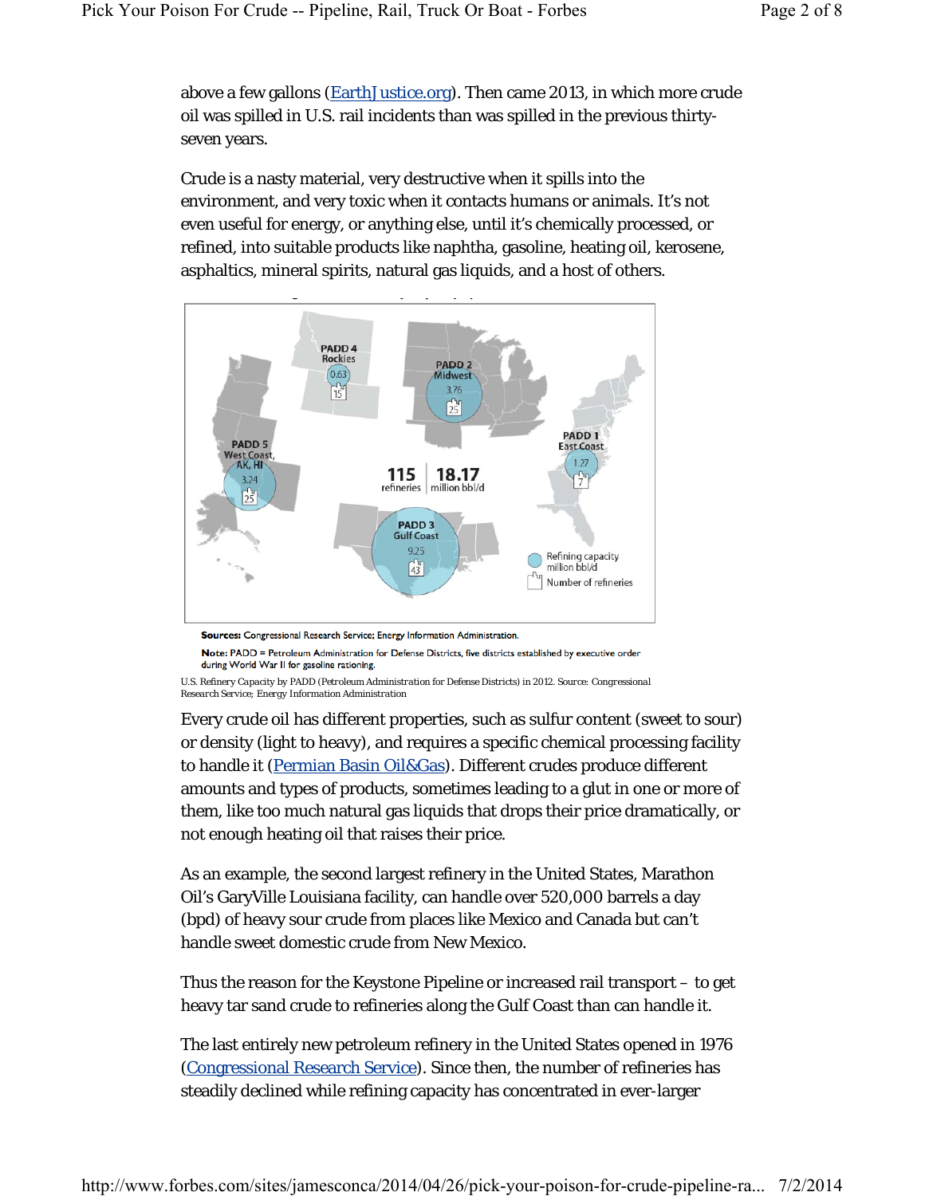above a few gallons (EarthJustice.org). Then came 2013, in which more crude oil was spilled in U.S. rail incidents than was spilled in the previous thirty-seven years.

Crude is a nasty material, very destructive when it spills into the environment, and very toxic when it contacts humans or animals. It's not even useful for energy, or anything else, until it's chemically processed, or refined, into suitable products like naphtha, gasoline, heating oil, kerosene, asphaltics, mineral spirits, natural gas liquids, and a host of others.

PADD 4 Rockies 0.63 15

PADD 2 Midwest 3.76 25

PADD 5 West Coast, AK, HI 3.24 25

PADD 1 East Coast 1.27 7

115 refineries | 18.17 million bbl/d

PADD 3 Gulf Coast 9.25 43

Refining capacity million bbl/d

Number of refineries

**Sources:** Congressional Research Service; Energy Information Administration.

**Note:** PADD = Petroleum Administration for Defense Districts, five districts established by executive order during World War II for gasoline rationing.

U.S. Refinery Capacity by PADD (Petroleum Administration for Defense Districts) in 2012. Source: Congressional Research Service; Energy Information Administration

Every crude oil has different properties, such as sulfur content (sweet to sour) or density (light to heavy), and requires a specific chemical processing facility to handle it (Permian Basin Oil&Gas). Different crudes produce different amounts and types of products, sometimes leading to a glut in one or more of them, like too much natural gas liquids that drops their price dramatically, or not enough heating oil that raises their price.

As an example, the second largest refinery in the United States, Marathon Oil's GaryVille Louisiana facility, can handle over 520,000 barrels a day (bpd) of heavy sour crude from places like Mexico and Canada but can't handle sweet domestic crude from New Mexico.

Thus the reason for the Keystone Pipeline or increased rail transport – to get heavy tar sand crude to refineries along the Gulf Coast than can handle it.

The last entirely new petroleum refinery in the United States opened in 1976 (Congressional Research Service). Since then, the number of refineries has steadily declined while refining capacity has concentrated in ever-larger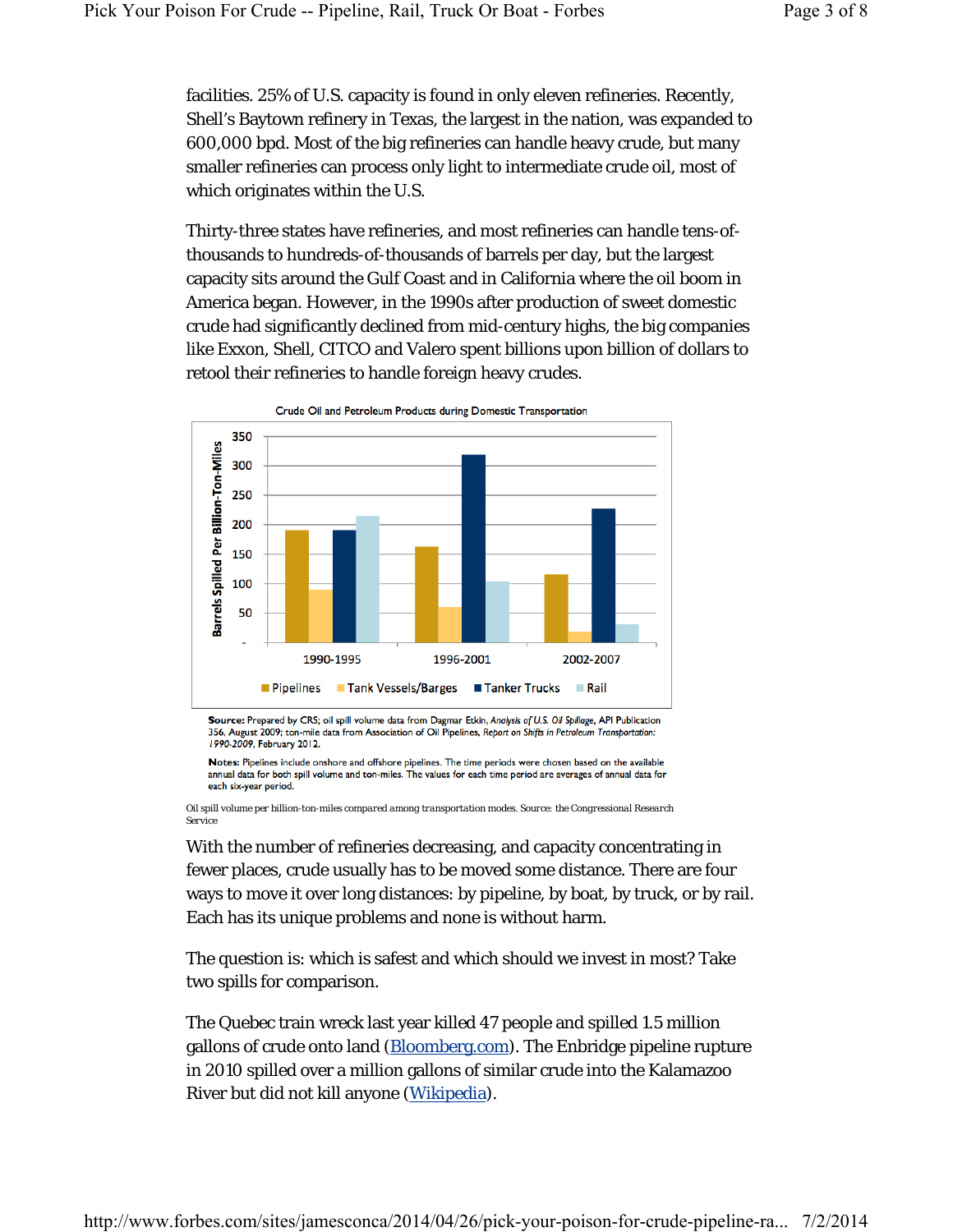facilities. 25% of U.S. capacity is found in only eleven refineries. Recently, Shell's Baytown refinery in Texas, the largest in the nation, was expanded to 600,000 bpd. Most of the big refineries can handle heavy crude, but many smaller refineries can process only light to intermediate crude oil, most of which originates within the U.S.

Thirty-three states have refineries, and most refineries can handle tens-of-thousands to hundreds-of-thousands of barrels per day, but the largest capacity sits around the Gulf Coast and in California where the oil boom in America began. However, in the 1990s after production of sweet domestic crude had significantly declined from mid-century highs, the big companies like Exxon, Shell, CITCO and Valero spent billions upon billion of dollars to retool their refineries to handle foreign heavy crudes.

Crude Oil and Petroleum Products during Domestic Transportation

**Source:** Prepared by CRS; oil spill volume data from Dagmar Etkin, *Analysis of U.S. Oil Spillage*, API Publication 356, August 2009; ton-mile data from Association of Oil Pipelines, *Report on Shifts in Petroleum Transportation: 1990-2009*, February 2012.

**Notes:** Pipelines include onshore and offshore pipelines. The time periods were chosen based on the available annual data for both spill volume and ton-miles. The values for each time period are averages of annual data for each six-year period.

Oil spill volume per billion-ton-miles compared among transportation modes. Source: the Congressional Research Service

With the number of refineries decreasing, and capacity concentrating in fewer places, crude usually has to be moved some distance. There are four ways to move it over long distances: by pipeline, by boat, by truck, or by rail. Each has its unique problems and none is without harm.

The question is: which is safest and which should we invest in most? Take two spills for comparison.

The Quebec train wreck last year killed 47 people and spilled 1.5 million gallons of crude onto land (Bloomberg.com). The Enbridge pipeline rupture in 2010 spilled over a million gallons of similar crude into the Kalamazoo River but did not kill anyone (Wikipedia).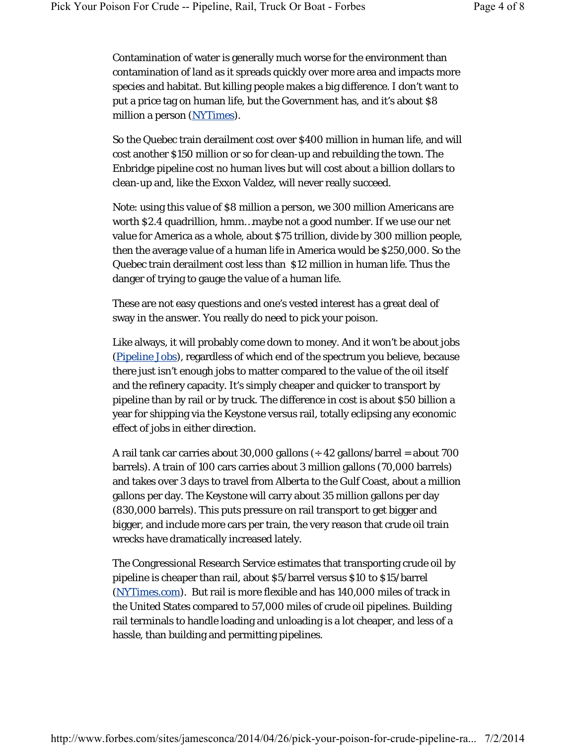Contamination of water is generally much worse for the environment than contamination of land as it spreads quickly over more area and impacts more species and habitat. But killing people makes a big difference. I don't want to put a price tag on human life, but the Government has, and it's about $8 million a person (NYTimes).

So the Quebec train derailment cost over $400 million in human life, and will cost another $150 million or so for clean-up and rebuilding the town. The Enbridge pipeline cost no human lives but will cost about a billion dollars to clean-up and, like the Exxon Valdez, will never really succeed.

Note: using this value of $8 million a person, we 300 million Americans are worth $2.4 quadrillion, hmm…maybe not a good number. If we use our net value for America as a whole, about $75 trillion, divide by 300 million people, then the average value of a human life in America would be $250,000. So the Quebec train derailment cost less than  $12 million in human life. Thus the danger of trying to gauge the value of a human life.

These are not easy questions and one's vested interest has a great deal of sway in the answer. You really do need to pick your poison.

Like always, it will probably come down to money. And it won't be about jobs (Pipeline Jobs), regardless of which end of the spectrum you believe, because there just isn't enough jobs to matter compared to the value of the oil itself and the refinery capacity. It's simply cheaper and quicker to transport by pipeline than by rail or by truck. The difference in cost is about $50 billion a year for shipping via the Keystone versus rail, totally eclipsing any economic effect of jobs in either direction.

A rail tank car carries about 30,000 gallons (÷42 gallons/barrel = about 700 barrels). A train of 100 cars carries about 3 million gallons (70,000 barrels) and takes over 3 days to travel from Alberta to the Gulf Coast, about a million gallons per day. The Keystone will carry about 35 million gallons per day (830,000 barrels). This puts pressure on rail transport to get bigger and bigger, and include more cars per train, the very reason that crude oil train wrecks have dramatically increased lately.

The Congressional Research Service estimates that transporting crude oil by pipeline is cheaper than rail, about $5/barrel versus $10 to $15/barrel (NYTimes.com). But rail is more flexible and has 140,000 miles of track in the United States compared to 57,000 miles of crude oil pipelines. Building rail terminals to handle loading and unloading is a lot cheaper, and less of a hassle, than building and permitting pipelines.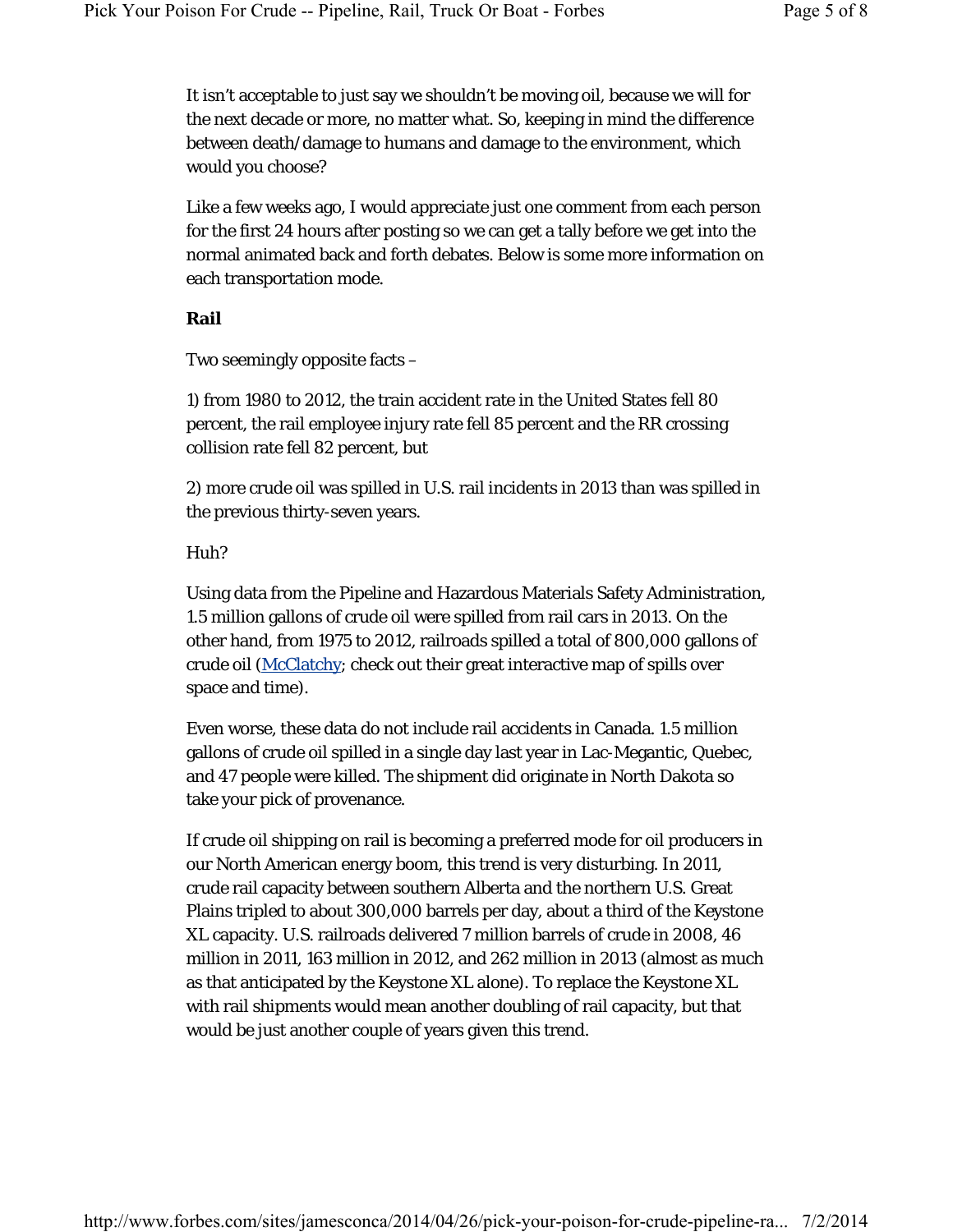It isn't acceptable to just say we shouldn't be moving oil, because we will for the next decade or more, no matter what. So, keeping in mind the difference between death/damage to humans and damage to the environment, which would you choose?

Like a few weeks ago, I would appreciate just one comment from each person for the first 24 hours after posting so we can get a tally before we get into the normal animated back and forth debates. Below is some more information on each transportation mode.

**Rail**

Two seemingly opposite facts –

1) from 1980 to 2012, the train accident rate in the United States fell 80 percent, the rail employee injury rate fell 85 percent and the RR crossing collision rate fell 82 percent, but

2) more crude oil was spilled in U.S. rail incidents in 2013 than was spilled in the previous thirty-seven years.

Huh?

Using data from the Pipeline and Hazardous Materials Safety Administration, 1.5 million gallons of crude oil were spilled from rail cars in 2013. On the other hand, from 1975 to 2012, railroads spilled a total of 800,000 gallons of crude oil (McClatchy; check out their great interactive map of spills over space and time).

Even worse, these data do not include rail accidents in Canada. 1.5 million gallons of crude oil spilled in a single day last year in Lac-Megantic, Quebec, and 47 people were killed. The shipment did originate in North Dakota so take your pick of provenance.

If crude oil shipping on rail is becoming a preferred mode for oil producers in our North American energy boom, this trend is very disturbing. In 2011, crude rail capacity between southern Alberta and the northern U.S. Great Plains tripled to about 300,000 barrels per day, about a third of the Keystone XL capacity. U.S. railroads delivered 7 million barrels of crude in 2008, 46 million in 2011, 163 million in 2012, and 262 million in 2013 (almost as much as that anticipated by the Keystone XL alone). To replace the Keystone XL with rail shipments would mean another doubling of rail capacity, but that would be just another couple of years given this trend.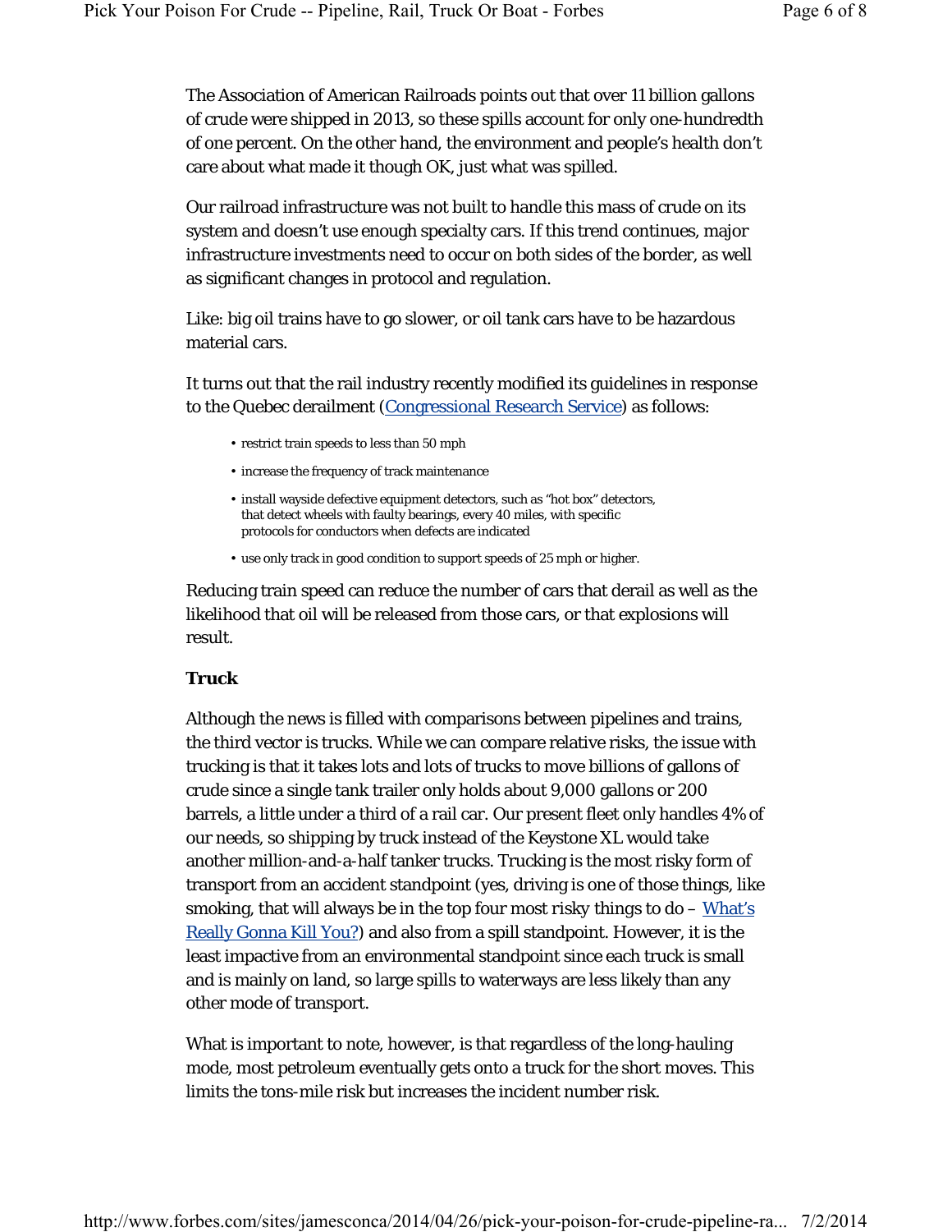The Association of American Railroads points out that over 11 billion gallons of crude were shipped in 2013, so these spills account for only one-hundredth of one percent. On the other hand, the environment and people's health don't care about what made it though OK, just what was spilled.

Our railroad infrastructure was not built to handle this mass of crude on its system and doesn't use enough specialty cars. If this trend continues, major infrastructure investments need to occur on both sides of the border, as well as significant changes in protocol and regulation.

Like: big oil trains have to go slower, or oil tank cars have to be hazardous material cars.

It turns out that the rail industry recently modified its guidelines in response to the Quebec derailment (Congressional Research Service) as follows:

- restrict train speeds to less than 50 mph
- increase the frequency of track maintenance
- install wayside defective equipment detectors, such as "hot box" detectors, that detect wheels with faulty bearings, every 40 miles, with specific protocols for conductors when defects are indicated
- use only track in good condition to support speeds of 25 mph or higher.

Reducing train speed can reduce the number of cars that derail as well as the likelihood that oil will be released from those cars, or that explosions will result.

**Truck**

Although the news is filled with comparisons between pipelines and trains, the third vector is trucks. While we can compare relative risks, the issue with trucking is that it takes lots and lots of trucks to move billions of gallons of crude since a single tank trailer only holds about 9,000 gallons or 200 barrels, a little under a third of a rail car. Our present fleet only handles 4% of our needs, so shipping by truck instead of the Keystone XL would take another million-and-a-half tanker trucks. Trucking is the most risky form of transport from an accident standpoint (yes, driving is one of those things, like smoking, that will always be in the top four most risky things to do – What's Really Gonna Kill You?) and also from a spill standpoint. However, it is the least impactive from an environmental standpoint since each truck is small and is mainly on land, so large spills to waterways are less likely than any other mode of transport.

What is important to note, however, is that regardless of the long-hauling mode, most petroleum eventually gets onto a truck for the short moves. This limits the tons-mile risk but increases the incident number risk.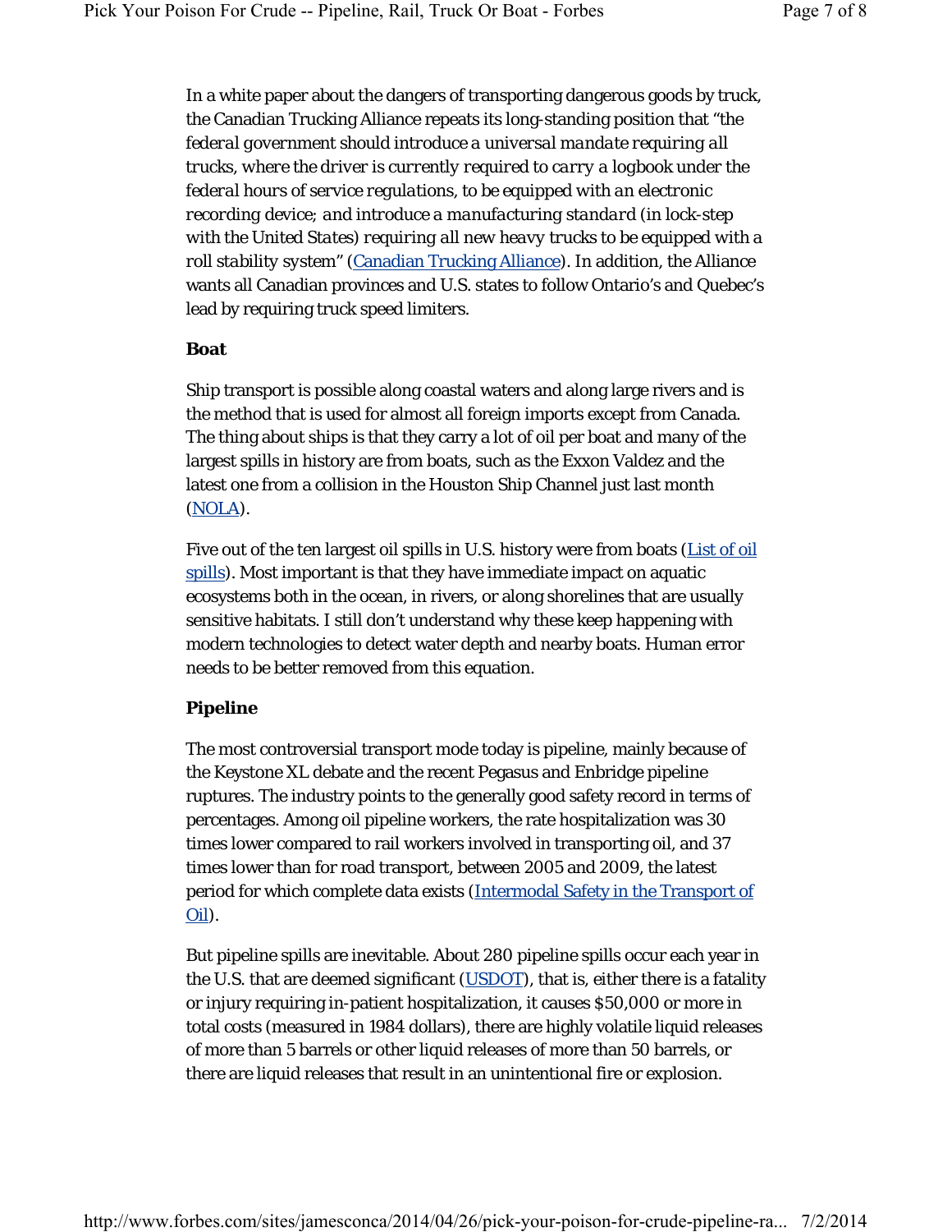In a white paper about the dangers of transporting dangerous goods by truck, the Canadian Trucking Alliance repeats its long-standing position that "the federal government should introduce a universal mandate requiring all trucks, where the driver is currently required to carry a logbook under the federal hours of service regulations, to be equipped with an electronic recording device; and introduce a manufacturing standard (in lock-step with the United States) requiring all new heavy trucks to be equipped with a roll stability system" ([Canadian Trucking Alliance]()). In addition, the Alliance wants all Canadian provinces and U.S. states to follow Ontario's and Quebec's lead by requiring truck speed limiters.

**Boat**

Ship transport is possible along coastal waters and along large rivers and is the method that is used for almost all foreign imports except from Canada. The thing about ships is that they carry a lot of oil per boat and many of the largest spills in history are from boats, such as the Exxon Valdez and the latest one from a collision in the Houston Ship Channel just last month ([NOLA]()).

Five out of the ten largest oil spills in U.S. history were from boats ([List of oil spills]()). Most important is that they have immediate impact on aquatic ecosystems both in the ocean, in rivers, or along shorelines that are usually sensitive habitats. I still don't understand why these keep happening with modern technologies to detect water depth and nearby boats. Human error needs to be better removed from this equation.

**Pipeline**

The most controversial transport mode today is pipeline, mainly because of the Keystone XL debate and the recent Pegasus and Enbridge pipeline ruptures. The industry points to the generally good safety record in terms of percentages. Among oil pipeline workers, the rate hospitalization was 30 times lower compared to rail workers involved in transporting oil, and 37 times lower than for road transport, between 2005 and 2009, the latest period for which complete data exists ([Intermodal Safety in the Transport of Oil]()).

But pipeline spills are inevitable. About 280 pipeline spills occur each year in the U.S. that are deemed significant ([USDOT]()), that is, either there is a fatality or injury requiring in-patient hospitalization, it causes $50,000 or more in total costs (measured in 1984 dollars), there are highly volatile liquid releases of more than 5 barrels or other liquid releases of more than 50 barrels, or there are liquid releases that result in an unintentional fire or explosion.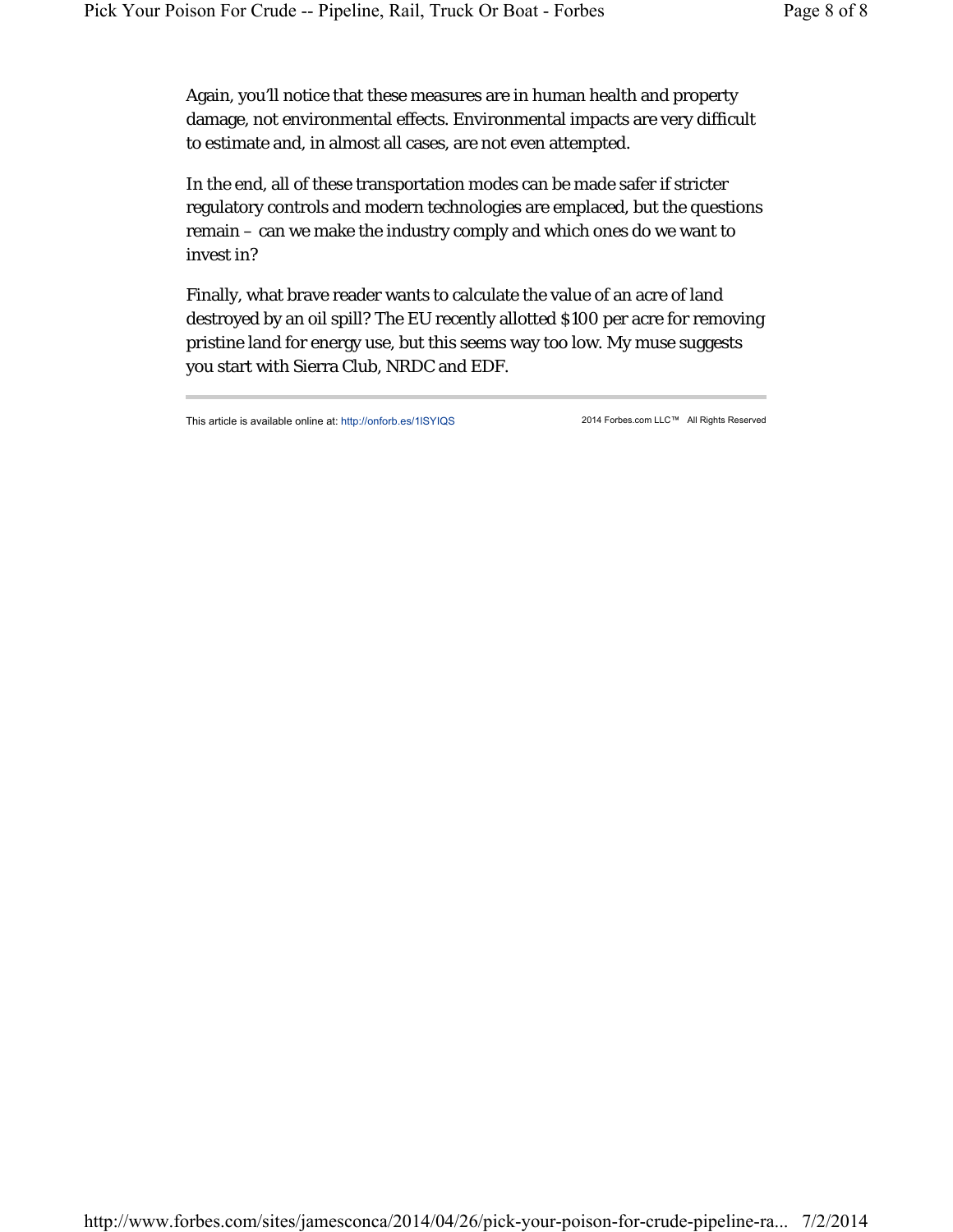Again, you'll notice that these measures are in human health and property damage, not environmental effects. Environmental impacts are very difficult to estimate and, in almost all cases, are not even attempted.

In the end, all of these transportation modes can be made safer if stricter regulatory controls and modern technologies are emplaced, but the questions remain – can we make the industry comply and which ones do we want to invest in?

Finally, what brave reader wants to calculate the value of an acre of land destroyed by an oil spill? The EU recently allotted $100 per acre for removing pristine land for energy use, but this seems way too low. My muse suggests you start with Sierra Club, NRDC and EDF.

---

This article is available online at: http://onforb.es/1lSYIQS

2014 Forbes.com LLC™ All Rights Reserved